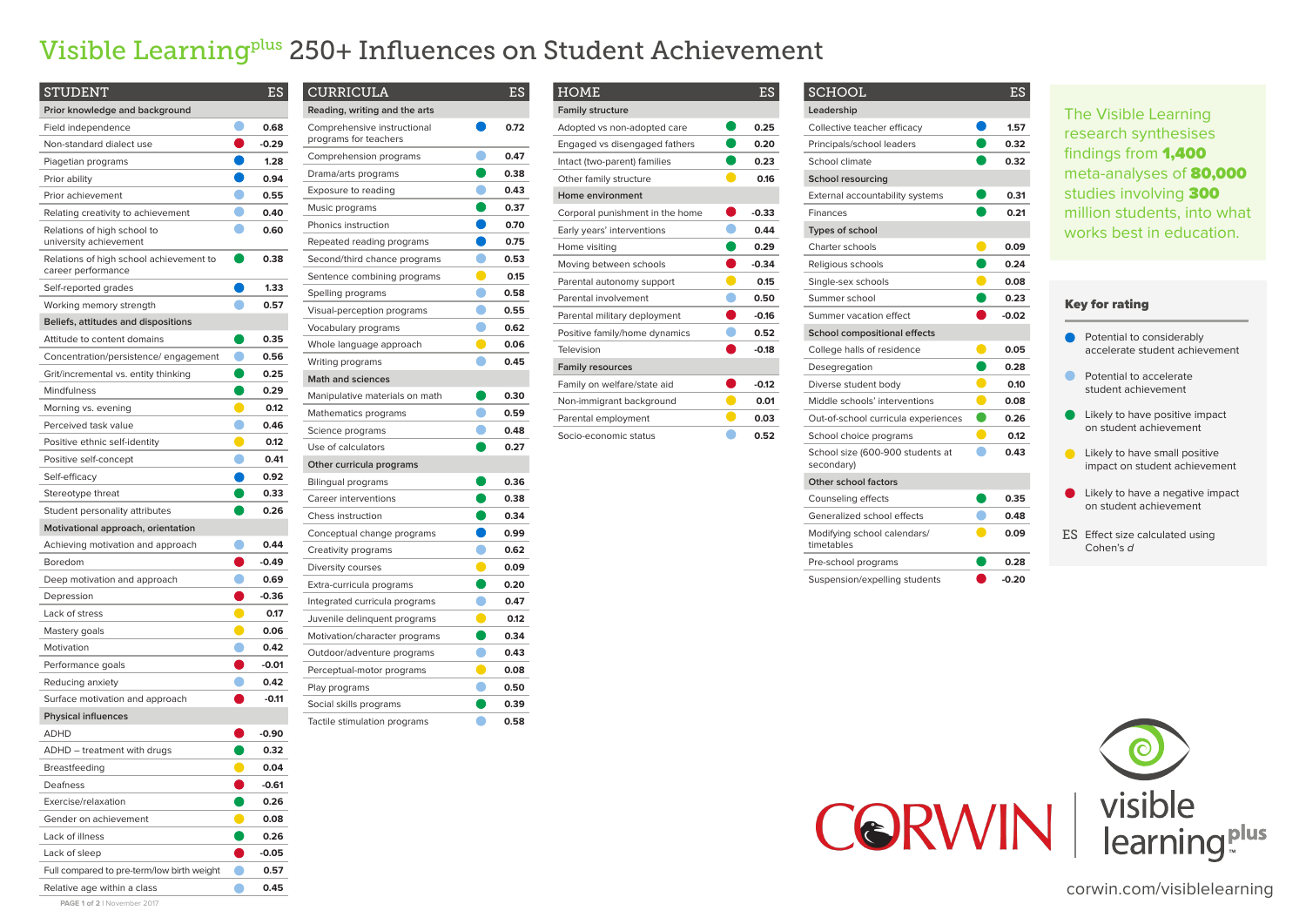# Visible Learning[plus] 250+ Influences on Student Achievement

## STUDENT

| STUDENT | Rating | ES |
|---|---|---|
| **Prior knowledge and background** | | |
| Field independence | Light blue | 0.68 |
| Non-standard dialect use | Red | -0.29 |
| Piagetian programs | Dark blue | 1.28 |
| Prior ability | Dark blue | 0.94 |
| Prior achievement | Light blue | 0.55 |
| Relating creativity to achievement | Light blue | 0.40 |
| Relations of high school to university achievement | Light blue | 0.60 |
| Relations of high school achievement to career performance | Green | 0.38 |
| Self-reported grades | Dark blue | 1.33 |
| Working memory strength | Light blue | 0.57 |
| **Beliefs, attitudes and dispositions** | | |
| Attitude to content domains | Green | 0.35 |
| Concentration/persistence/ engagement | Light blue | 0.56 |
| Grit/incremental vs. entity thinking | Green | 0.25 |
| Mindfulness | Green | 0.29 |
| Morning vs. evening | Yellow | 0.12 |
| Perceived task value | Light blue | 0.46 |
| Positive ethnic self-identity | Yellow | 0.12 |
| Positive self-concept | Light blue | 0.41 |
| Self-efficacy | Dark blue | 0.92 |
| Stereotype threat | Green | 0.33 |
| Student personality attributes | Green | 0.26 |
| **Motivational approach, orientation** | | |
| Achieving motivation and approach | Light blue | 0.44 |
| Boredom | Red | -0.49 |
| Deep motivation and approach | Light blue | 0.69 |
| Depression | Red | -0.36 |
| Lack of stress | Yellow | 0.17 |
| Mastery goals | Yellow | 0.06 |
| Motivation | Light blue | 0.42 |
| Performance goals | Red | -0.01 |
| Reducing anxiety | Light blue | 0.42 |
| Surface motivation and approach | Red | -0.11 |
| **Physical influences** | | |
| ADHD | Red | -0.90 |
| ADHD – treatment with drugs | Green | 0.32 |
| Breastfeeding | Yellow | 0.04 |
| Deafness | Red | -0.61 |
| Exercise/relaxation | Green | 0.26 |
| Gender on achievement | Yellow | 0.08 |
| Lack of illness | Green | 0.26 |
| Lack of sleep | Red | -0.05 |
| Full compared to pre-term/low birth weight | Light blue | 0.57 |
| Relative age within a class | Light blue | 0.45 |

## CURRICULA

| CURRICULA | Rating | ES |
|---|---|---|
| **Reading, writing and the arts** | | |
| Comprehensive instructional programs for teachers | Dark blue | 0.72 |
| Comprehension programs | Light blue | 0.47 |
| Drama/arts programs | Green | 0.38 |
| Exposure to reading | Light blue | 0.43 |
| Music programs | Green | 0.37 |
| Phonics instruction | Dark blue | 0.70 |
| Repeated reading programs | Dark blue | 0.75 |
| Second/third chance programs | Light blue | 0.53 |
| Sentence combining programs | Yellow | 0.15 |
| Spelling programs | Light blue | 0.58 |
| Visual-perception programs | Light blue | 0.55 |
| Vocabulary programs | Light blue | 0.62 |
| Whole language approach | Yellow | 0.06 |
| Writing programs | Light blue | 0.45 |
| **Math and sciences** | | |
| Manipulative materials on math | Green | 0.30 |
| Mathematics programs | Light blue | 0.59 |
| Science programs | Light blue | 0.48 |
| Use of calculators | Green | 0.27 |
| **Other curricula programs** | | |
| Bilingual programs | Green | 0.36 |
| Career interventions | Green | 0.38 |
| Chess instruction | Green | 0.34 |
| Conceptual change programs | Dark blue | 0.99 |
| Creativity programs | Light blue | 0.62 |
| Diversity courses | Yellow | 0.09 |
| Extra-curricula programs | Green | 0.20 |
| Integrated curricula programs | Light blue | 0.47 |
| Juvenile delinquent programs | Yellow | 0.12 |
| Motivation/character programs | Green | 0.34 |
| Outdoor/adventure programs | Light blue | 0.43 |
| Perceptual-motor programs | Yellow | 0.08 |
| Play programs | Light blue | 0.50 |
| Social skills programs | Green | 0.39 |
| Tactile stimulation programs | Light blue | 0.58 |

## HOME

| HOME | Rating | ES |
|---|---|---|
| **Family structure** | | |
| Adopted vs non-adopted care | Green | 0.25 |
| Engaged vs disengaged fathers | Green | 0.20 |
| Intact (two-parent) families | Green | 0.23 |
| Other family structure | Yellow | 0.16 |
| **Home environment** | | |
| Corporal punishment in the home | Red | -0.33 |
| Early years' interventions | Light blue | 0.44 |
| Home visiting | Green | 0.29 |
| Moving between schools | Red | -0.34 |
| Parental autonomy support | Yellow | 0.15 |
| Parental involvement | Light blue | 0.50 |
| Parental military deployment | Red | -0.16 |
| Positive family/home dynamics | Light blue | 0.52 |
| Television | Red | -0.18 |
| **Family resources** | | |
| Family on welfare/state aid | Red | -0.12 |
| Non-immigrant background | Yellow | 0.01 |
| Parental employment | Yellow | 0.03 |
| Socio-economic status | Light blue | 0.52 |

## SCHOOL

| SCHOOL | Rating | ES |
|---|---|---|
| **Leadership** | | |
| Collective teacher efficacy | Dark blue | 1.57 |
| Principals/school leaders | Green | 0.32 |
| School climate | Green | 0.32 |
| **School resourcing** | | |
| External accountability systems | Green | 0.31 |
| Finances | Green | 0.21 |
| **Types of school** | | |
| Charter schools | Yellow | 0.09 |
| Religious schools | Green | 0.24 |
| Single-sex schools | Yellow | 0.08 |
| Summer school | Green | 0.23 |
| Summer vacation effect | Red | -0.02 |
| **School compositional effects** | | |
| College halls of residence | Yellow | 0.05 |
| Desegregation | Green | 0.28 |
| Diverse student body | Yellow | 0.10 |
| Middle schools' interventions | Yellow | 0.08 |
| Out-of-school curricula experiences | Green | 0.26 |
| School choice programs | Yellow | 0.12 |
| School size (600-900 students at secondary) | Light blue | 0.43 |
| **Other school factors** | | |
| Counseling effects | Green | 0.35 |
| Generalized school effects | Light blue | 0.48 |
| Modifying school calendars/ timetables | Yellow | 0.09 |
| Pre-school programs | Green | 0.28 |
| Suspension/expelling students | Red | -0.20 |

The Visible Learning research synthesises findings from **1,400** meta-analyses of **80,000** studies involving **300** million students, into what works best in education.

### Key for rating

- Dark blue: Potential to considerably accelerate student achievement
- Light blue: Potential to accelerate student achievement
- Green: Likely to have positive impact on student achievement
- Yellow: Likely to have small positive impact on student achievement
- Red: Likely to have a negative impact on student achievement
- ES: Effect size calculated using Cohen's *d*

CORWIN | visible learning[plus]

corwin.com/visiblelearning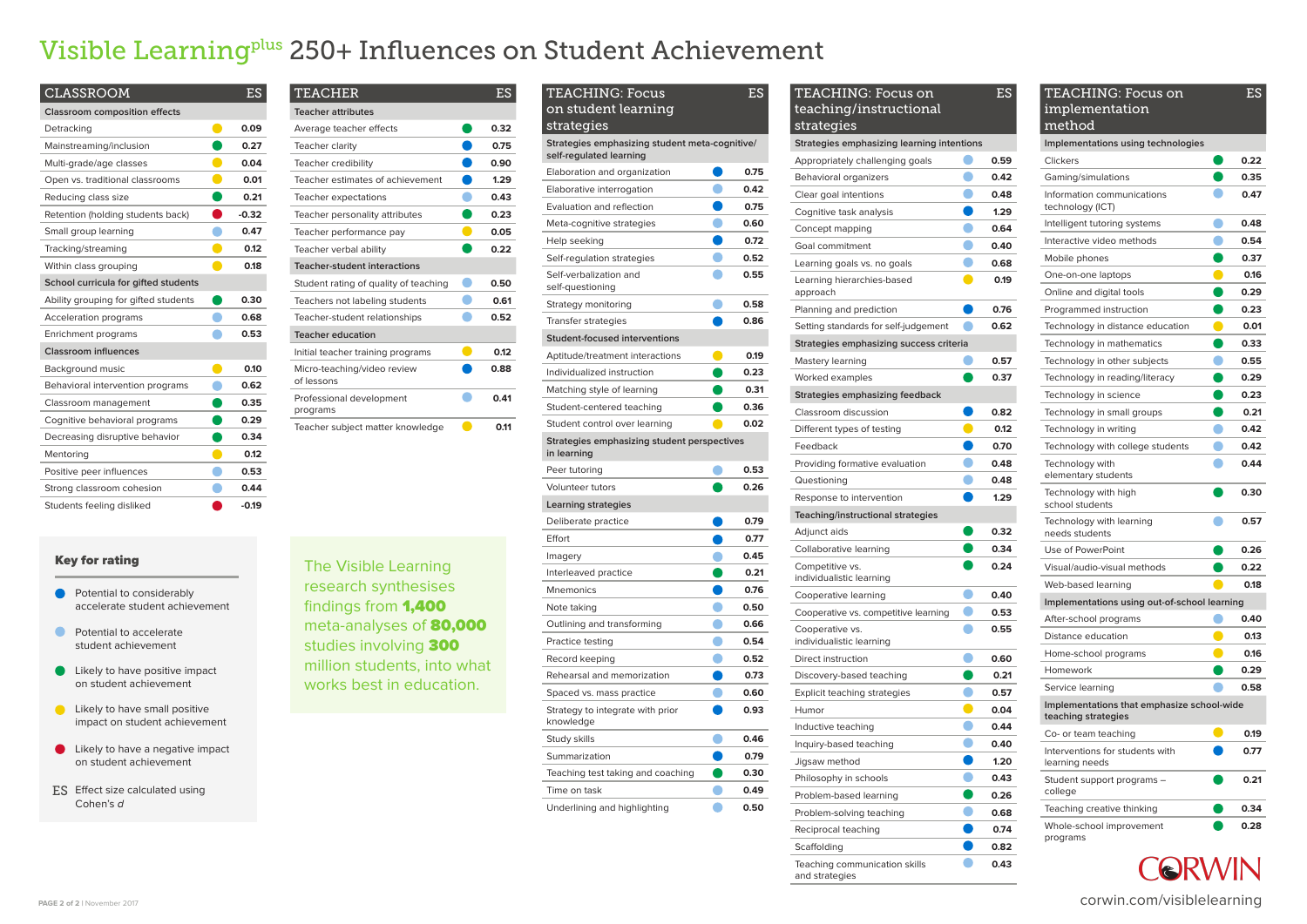# Visible Learning^plus 250+ Influences on Student Achievement

## CLASSROOM

| CLASSROOM | Rating | ES |
|---|---|---|
| **Classroom composition effects** | | |
| Detracking | Likely to have small positive impact | 0.09 |
| Mainstreaming/inclusion | Likely to have positive impact | 0.27 |
| Multi-grade/age classes | Likely to have small positive impact | 0.04 |
| Open vs. traditional classrooms | Likely to have small positive impact | 0.01 |
| Reducing class size | Likely to have positive impact | 0.21 |
| Retention (holding students back) | Likely to have a negative impact | -0.32 |
| Small group learning | Potential to accelerate | 0.47 |
| Tracking/streaming | Likely to have small positive impact | 0.12 |
| Within class grouping | Likely to have small positive impact | 0.18 |
| **School curricula for gifted students** | | |
| Ability grouping for gifted students | Likely to have positive impact | 0.30 |
| Acceleration programs | Potential to accelerate | 0.68 |
| Enrichment programs | Potential to accelerate | 0.53 |
| **Classroom influences** | | |
| Background music | Likely to have small positive impact | 0.10 |
| Behavioral intervention programs | Potential to accelerate | 0.62 |
| Classroom management | Likely to have positive impact | 0.35 |
| Cognitive behavioral programs | Likely to have positive impact | 0.29 |
| Decreasing disruptive behavior | Likely to have positive impact | 0.34 |
| Mentoring | Likely to have small positive impact | 0.12 |
| Positive peer influences | Potential to accelerate | 0.53 |
| Strong classroom cohesion | Potential to accelerate | 0.44 |
| Students feeling disliked | Likely to have a negative impact | -0.19 |

## TEACHER

| TEACHER | Rating | ES |
|---|---|---|
| **Teacher attributes** | | |
| Average teacher effects | Likely to have positive impact | 0.32 |
| Teacher clarity | Potential to considerably accelerate | 0.75 |
| Teacher credibility | Potential to considerably accelerate | 0.90 |
| Teacher estimates of achievement | Potential to considerably accelerate | 1.29 |
| Teacher expectations | Potential to accelerate | 0.43 |
| Teacher personality attributes | Likely to have positive impact | 0.23 |
| Teacher performance pay | Likely to have small positive impact | 0.05 |
| Teacher verbal ability | Likely to have positive impact | 0.22 |
| **Teacher-student interactions** | | |
| Student rating of quality of teaching | Potential to accelerate | 0.50 |
| Teachers not labeling students | Potential to accelerate | 0.61 |
| Teacher-student relationships | Potential to accelerate | 0.52 |
| **Teacher education** | | |
| Initial teacher training programs | Likely to have small positive impact | 0.12 |
| Micro-teaching/video review of lessons | Potential to considerably accelerate | 0.88 |
| Professional development programs | Potential to accelerate | 0.41 |
| Teacher subject matter knowledge | Likely to have small positive impact | 0.11 |

## TEACHING: Focus on student learning strategies

| TEACHING: Focus on student learning strategies | Rating | ES |
|---|---|---|
| **Strategies emphasizing student meta-cognitive/self-regulated learning** | | |
| Elaboration and organization | Potential to considerably accelerate | 0.75 |
| Elaborative interrogation | Potential to accelerate | 0.42 |
| Evaluation and reflection | Potential to considerably accelerate | 0.75 |
| Meta-cognitive strategies | Potential to accelerate | 0.60 |
| Help seeking | Potential to considerably accelerate | 0.72 |
| Self-regulation strategies | Potential to accelerate | 0.52 |
| Self-verbalization and self-questioning | Potential to accelerate | 0.55 |
| Strategy monitoring | Potential to accelerate | 0.58 |
| Transfer strategies | Potential to considerably accelerate | 0.86 |
| **Student-focused interventions** | | |
| Aptitude/treatment interactions | Likely to have small positive impact | 0.19 |
| Individualized instruction | Likely to have positive impact | 0.23 |
| Matching style of learning | Likely to have positive impact | 0.31 |
| Student-centered teaching | Likely to have positive impact | 0.36 |
| Student control over learning | Likely to have small positive impact | 0.02 |
| **Strategies emphasizing student perspectives in learning** | | |
| Peer tutoring | Potential to accelerate | 0.53 |
| Volunteer tutors | Likely to have positive impact | 0.26 |
| **Learning strategies** | | |
| Deliberate practice | Potential to considerably accelerate | 0.79 |
| Effort | Potential to considerably accelerate | 0.77 |
| Imagery | Potential to accelerate | 0.45 |
| Interleaved practice | Likely to have positive impact | 0.21 |
| Mnemonics | Potential to considerably accelerate | 0.76 |
| Note taking | Potential to accelerate | 0.50 |
| Outlining and transforming | Potential to accelerate | 0.66 |
| Practice testing | Potential to accelerate | 0.54 |
| Record keeping | Potential to accelerate | 0.52 |
| Rehearsal and memorization | Potential to considerably accelerate | 0.73 |
| Spaced vs. mass practice | Potential to accelerate | 0.60 |
| Strategy to integrate with prior knowledge | Potential to considerably accelerate | 0.93 |
| Study skills | Potential to accelerate | 0.46 |
| Summarization | Potential to considerably accelerate | 0.79 |
| Teaching test taking and coaching | Likely to have positive impact | 0.30 |
| Time on task | Potential to accelerate | 0.49 |
| Underlining and highlighting | Potential to accelerate | 0.50 |

## TEACHING: Focus on teaching/instructional strategies

| TEACHING: Focus on teaching/instructional strategies | Rating | ES |
|---|---|---|
| **Strategies emphasizing learning intentions** | | |
| Appropriately challenging goals | Potential to accelerate | 0.59 |
| Behavioral organizers | Potential to accelerate | 0.42 |
| Clear goal intentions | Potential to accelerate | 0.48 |
| Cognitive task analysis | Potential to considerably accelerate | 1.29 |
| Concept mapping | Potential to accelerate | 0.64 |
| Goal commitment | Potential to accelerate | 0.40 |
| Learning goals vs. no goals | Potential to accelerate | 0.68 |
| Learning hierarchies-based approach | Likely to have small positive impact | 0.19 |
| Planning and prediction | Potential to considerably accelerate | 0.76 |
| Setting standards for self-judgement | Potential to accelerate | 0.62 |
| **Strategies emphasizing success criteria** | | |
| Mastery learning | Potential to accelerate | 0.57 |
| Worked examples | Likely to have positive impact | 0.37 |
| **Strategies emphasizing feedback** | | |
| Classroom discussion | Potential to considerably accelerate | 0.82 |
| Different types of testing | Likely to have small positive impact | 0.12 |
| Feedback | Potential to considerably accelerate | 0.70 |
| Providing formative evaluation | Potential to accelerate | 0.48 |
| Questioning | Potential to accelerate | 0.48 |
| Response to intervention | Potential to considerably accelerate | 1.29 |
| **Teaching/instructional strategies** | | |
| Adjunct aids | Likely to have positive impact | 0.32 |
| Collaborative learning | Likely to have positive impact | 0.34 |
| Competitive vs. individualistic learning | Likely to have positive impact | 0.24 |
| Cooperative learning | Potential to accelerate | 0.40 |
| Cooperative vs. competitive learning | Potential to accelerate | 0.53 |
| Cooperative vs. individualistic learning | Potential to accelerate | 0.55 |
| Direct instruction | Potential to accelerate | 0.60 |
| Discovery-based teaching | Likely to have positive impact | 0.21 |
| Explicit teaching strategies | Potential to accelerate | 0.57 |
| Humor | Likely to have small positive impact | 0.04 |
| Inductive teaching | Potential to accelerate | 0.44 |
| Inquiry-based teaching | Potential to accelerate | 0.40 |
| Jigsaw method | Potential to considerably accelerate | 1.20 |
| Philosophy in schools | Potential to accelerate | 0.43 |
| Problem-based learning | Likely to have positive impact | 0.26 |
| Problem-solving teaching | Potential to accelerate | 0.68 |
| Reciprocal teaching | Potential to considerably accelerate | 0.74 |
| Scaffolding | Potential to considerably accelerate | 0.82 |
| Teaching communication skills and strategies | Potential to accelerate | 0.43 |

## TEACHING: Focus on implementation method

| TEACHING: Focus on implementation method | Rating | ES |
|---|---|---|
| **Implementations using technologies** | | |
| Clickers | Likely to have positive impact | 0.22 |
| Gaming/simulations | Likely to have positive impact | 0.35 |
| Information communications technology (ICT) | Potential to accelerate | 0.47 |
| Intelligent tutoring systems | Potential to accelerate | 0.48 |
| Interactive video methods | Potential to accelerate | 0.54 |
| Mobile phones | Likely to have positive impact | 0.37 |
| One-on-one laptops | Likely to have small positive impact | 0.16 |
| Online and digital tools | Likely to have positive impact | 0.29 |
| Programmed instruction | Likely to have positive impact | 0.23 |
| Technology in distance education | Likely to have small positive impact | 0.01 |
| Technology in mathematics | Likely to have positive impact | 0.33 |
| Technology in other subjects | Potential to accelerate | 0.55 |
| Technology in reading/literacy | Likely to have positive impact | 0.29 |
| Technology in science | Likely to have positive impact | 0.23 |
| Technology in small groups | Likely to have positive impact | 0.21 |
| Technology in writing | Potential to accelerate | 0.42 |
| Technology with college students | Potential to accelerate | 0.42 |
| Technology with elementary students | Potential to accelerate | 0.44 |
| Technology with high school students | Likely to have positive impact | 0.30 |
| Technology with learning needs students | Potential to accelerate | 0.57 |
| Use of PowerPoint | Likely to have positive impact | 0.26 |
| Visual/audio-visual methods | Likely to have positive impact | 0.22 |
| Web-based learning | Likely to have small positive impact | 0.18 |
| **Implementations using out-of-school learning** | | |
| After-school programs | Potential to accelerate | 0.40 |
| Distance education | Likely to have small positive impact | 0.13 |
| Home-school programs | Likely to have small positive impact | 0.16 |
| Homework | Likely to have positive impact | 0.29 |
| Service learning | Potential to accelerate | 0.58 |
| **Implementations that emphasize school-wide teaching strategies** | | |
| Co- or team teaching | Likely to have small positive impact | 0.19 |
| Interventions for students with learning needs | Potential to considerably accelerate | 0.77 |
| Student support programs – college | Likely to have positive impact | 0.21 |
| Teaching creative thinking | Likely to have positive impact | 0.34 |
| Whole-school improvement programs | Likely to have positive impact | 0.28 |

## Key for rating

- Dark blue: Potential to considerably accelerate student achievement
- Light blue: Potential to accelerate student achievement
- Green: Likely to have positive impact on student achievement
- Yellow: Likely to have small positive impact on student achievement
- Red: Likely to have a negative impact on student achievement
- ES: Effect size calculated using Cohen's *d*

The Visible Learning research synthesises findings from **1,400** meta-analyses of **80,000** studies involving **300** million students, into what works best in education.

CORWIN

corwin.com/visiblelearning

November 2017